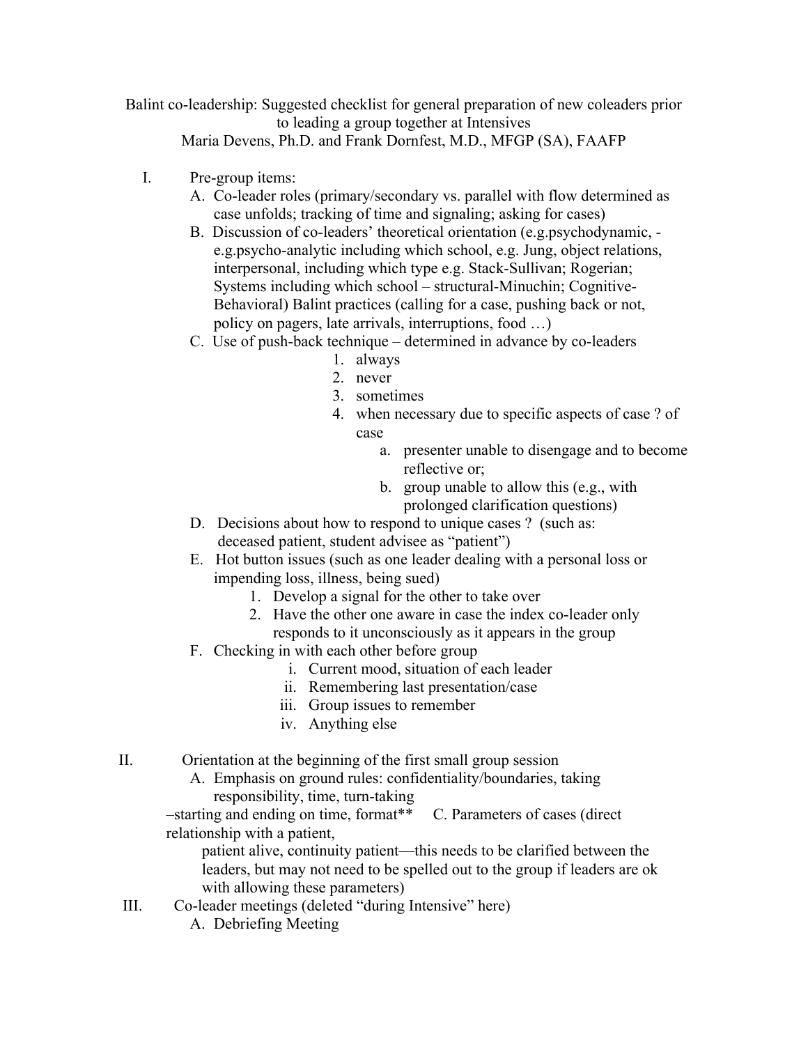Balint co-leadership: Suggested checklist for general preparation of new coleaders prior to leading a group together at Intensives

Maria Devens, Ph.D. and Frank Dornfest, M.D., MFGP (SA), FAAFP

I. Pre-group items:
   - A. Co-leader roles (primary/secondary vs. parallel with flow determined as case unfolds; tracking of time and signaling; asking for cases)
   - B. Discussion of co-leaders' theoretical orientation (e.g.psychodynamic, -e.g.psycho-analytic including which school, e.g. Jung, object relations, interpersonal, including which type e.g. Stack-Sullivan; Rogerian; Systems including which school – structural-Minuchin; Cognitive-Behavioral) Balint practices (calling for a case, pushing back or not, policy on pagers, late arrivals, interruptions, food …)
   - C. Use of push-back technique – determined in advance by co-leaders
     1. always
     2. never
     3. sometimes
     4. when necessary due to specific aspects of case ? of case
        - a. presenter unable to disengage and to become reflective or;
        - b. group unable to allow this (e.g., with prolonged clarification questions)
   - D. Decisions about how to respond to unique cases ? (such as: deceased patient, student advisee as "patient")
   - E. Hot button issues (such as one leader dealing with a personal loss or impending loss, illness, being sued)
     1. Develop a signal for the other to take over
     2. Have the other one aware in case the index co-leader only responds to it unconsciously as it appears in the group
   - F. Checking in with each other before group
     - i. Current mood, situation of each leader
     - ii. Remembering last presentation/case
     - iii. Group issues to remember
     - iv. Anything else

II. Orientation at the beginning of the first small group session
   - A. Emphasis on ground rules: confidentiality/boundaries, taking responsibility, time, turn-taking

   –starting and ending on time, format** C. Parameters of cases (direct relationship with a patient,

   patient alive, continuity patient—this needs to be clarified between the leaders, but may not need to be spelled out to the group if leaders are ok with allowing these parameters)

III. Co-leader meetings (deleted "during Intensive" here)
   - A. Debriefing Meeting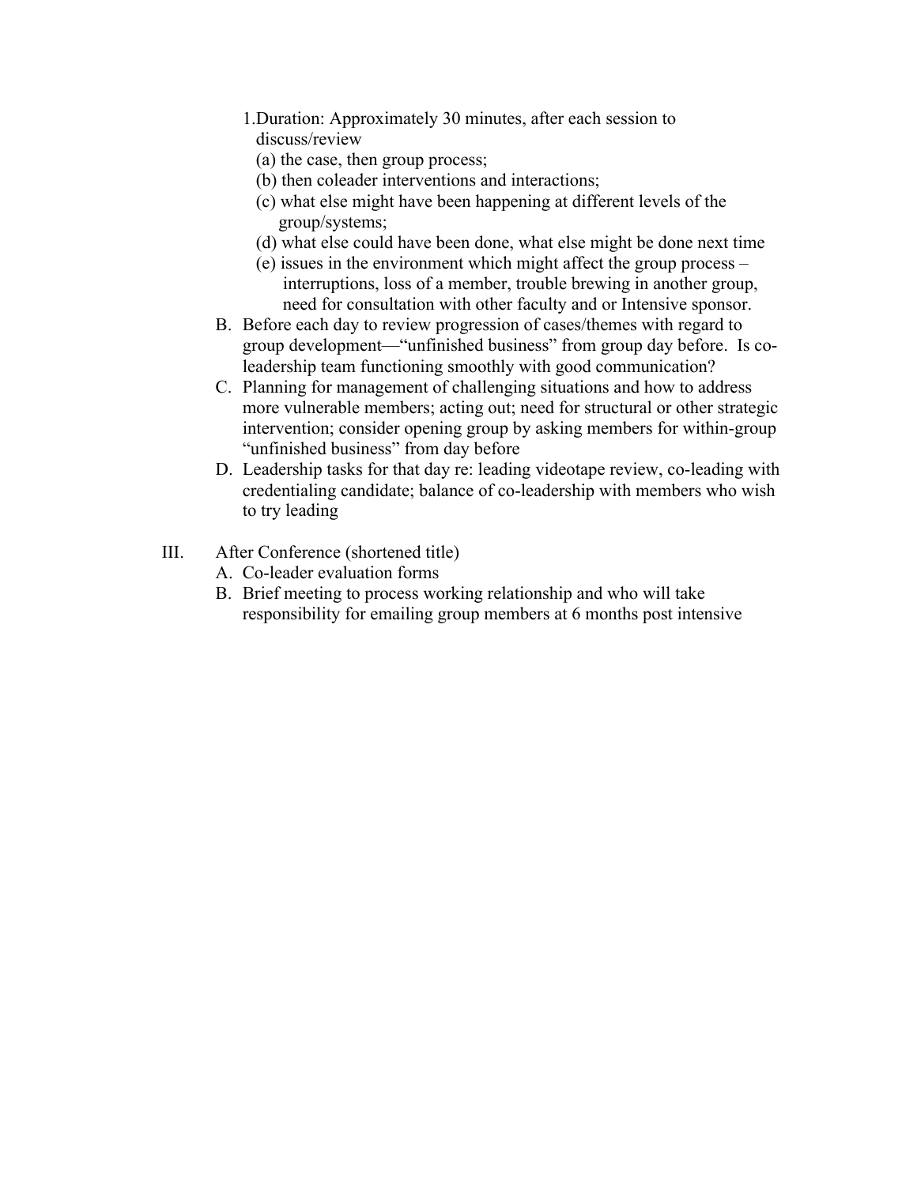1. Duration: Approximately 30 minutes, after each session to discuss/review
   - (a) the case, then group process;
   - (b) then coleader interventions and interactions;
   - (c) what else might have been happening at different levels of the group/systems;
   - (d) what else could have been done, what else might be done next time
   - (e) issues in the environment which might affect the group process – interruptions, loss of a member, trouble brewing in another group, need for consultation with other faculty and or Intensive sponsor.

B. Before each day to review progression of cases/themes with regard to group development—"unfinished business" from group day before. Is co-leadership team functioning smoothly with good communication?

C. Planning for management of challenging situations and how to address more vulnerable members; acting out; need for structural or other strategic intervention; consider opening group by asking members for within-group "unfinished business" from day before

D. Leadership tasks for that day re: leading videotape review, co-leading with credentialing candidate; balance of co-leadership with members who wish to try leading

III. After Conference (shortened title)

A. Co-leader evaluation forms

B. Brief meeting to process working relationship and who will take responsibility for emailing group members at 6 months post intensive